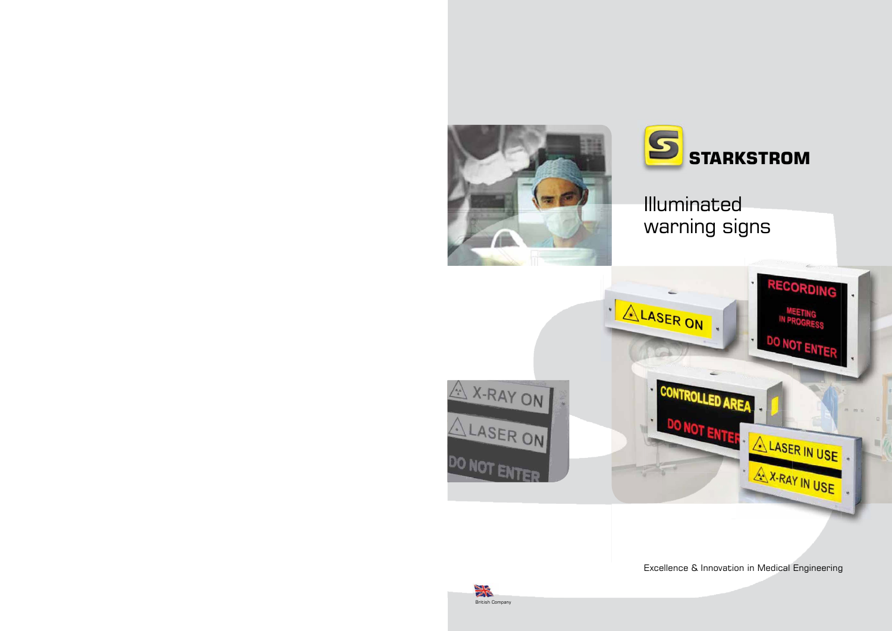STARKSTROM

# Illuminated warning signs

Excellence & Innovation in Medical Engineering

British Company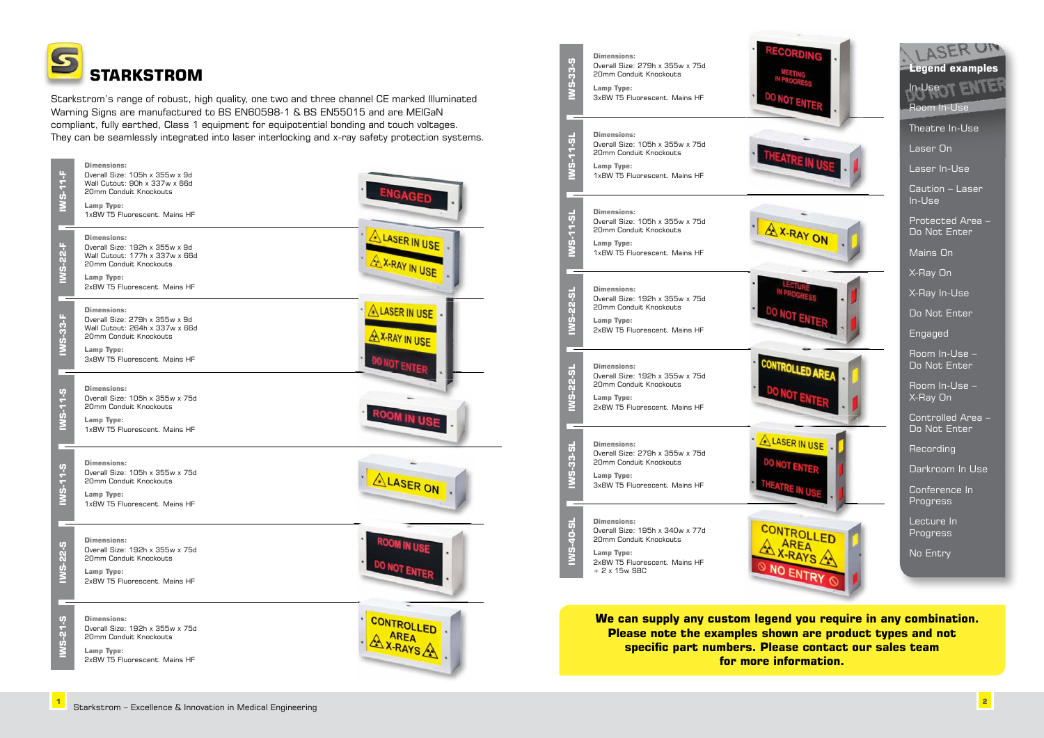# STARKSTROM

Starkstrom's range of robust, high quality, one two and three channel CE marked Illuminated Warning Signs are manufactured to BS EN60598-1 & BS EN55015 and are MEIGaN compliant, fully earthed, Class 1 equipment for equipotential bonding and touch voltages. They can be seamlessly integrated into laser interlocking and x-ray safety protection systems.

## IWS-11-F

**Dimensions:**
Overall Size: 105h x 355w x 9d
Wall Cutout: 90h x 337w x 66d
20mm Conduit Knockouts

**Lamp Type:**
1x8W T5 Fluorescent. Mains HF

## IWS-22-F

**Dimensions:**
Overall Size: 192h x 355w x 9d
Wall Cutout: 177h x 337w x 66d
20mm Conduit Knockouts

**Lamp Type:**
2x8W T5 Fluorescent. Mains HF

## IWS-33-F

**Dimensions:**
Overall Size: 279h x 355w x 9d
Wall Cutout: 264h x 337w x 66d
20mm Conduit Knockouts

**Lamp Type:**
3x8W T5 Fluorescent. Mains HF

## IWS-11-S

**Dimensions:**
Overall Size: 105h x 355w x 75d
20mm Conduit Knockouts

**Lamp Type:**
1x8W T5 Fluorescent. Mains HF

## IWS-11-S

**Dimensions:**
Overall Size: 105h x 355w x 75d
20mm Conduit Knockouts

**Lamp Type:**
1x8W T5 Fluorescent. Mains HF

## IWS-22-S

**Dimensions:**
Overall Size: 192h x 355w x 75d
20mm Conduit Knockouts

**Lamp Type:**
2x8W T5 Fluorescent. Mains HF

## IWS-21-S

**Dimensions:**
Overall Size: 192h x 355w x 75d
20mm Conduit Knockouts

**Lamp Type:**
2x8W T5 Fluorescent. Mains HF

## IWS-33-S

**Dimensions:**
Overall Size: 279h x 355w x 75d
20mm Conduit Knockouts

**Lamp Type:**
3x8W T5 Fluorescent. Mains HF

## IWS-11-SL

**Dimensions:**
Overall Size: 105h x 355w x 75d
20mm Conduit Knockouts

**Lamp Type:**
1x8W T5 Fluorescent. Mains HF

## IWS-11-SL

**Dimensions:**
Overall Size: 105h x 355w x 75d
20mm Conduit Knockouts

**Lamp Type:**
1x8W T5 Fluorescent. Mains HF

## IWS-22-SL

**Dimensions:**
Overall Size: 192h x 355w x 75d
20mm Conduit Knockouts

**Lamp Type:**
2x8W T5 Fluorescent. Mains HF

## IWS-22-SL

**Dimensions:**
Overall Size: 192h x 355w x 75d
20mm Conduit Knockouts

**Lamp Type:**
2x8W T5 Fluorescent. Mains HF

## IWS-33-SL

**Dimensions:**
Overall Size: 279h x 355w x 75d
20mm Conduit Knockouts

**Lamp Type:**
3x8W T5 Fluorescent. Mains HF

## IWS-40-SL

**Dimensions:**
Overall Size: 195h x 340w x 77d
20mm Conduit Knockouts

**Lamp Type:**
2x8W T5 Fluorescent. Mains HF
+ 2 x 15w SBC

## Legend examples

- In-Use
- Room In-Use
- Theatre In-Use
- Laser On
- Laser In-Use
- Caution – Laser In-Use
- Protected Area – Do Not Enter
- Mains On
- X-Ray On
- X-Ray In-Use
- Do Not Enter
- Engaged
- Room In-Use – Do Not Enter
- Room In-Use – X-Ray On
- Controlled Area – Do Not Enter
- Recording
- Darkroom In Use
- Conference In Progress
- Lecture In Progress
- No Entry

**We can supply any custom legend you require in any combination. Please note the examples shown are product types and not specific part numbers. Please contact our sales team for more information.**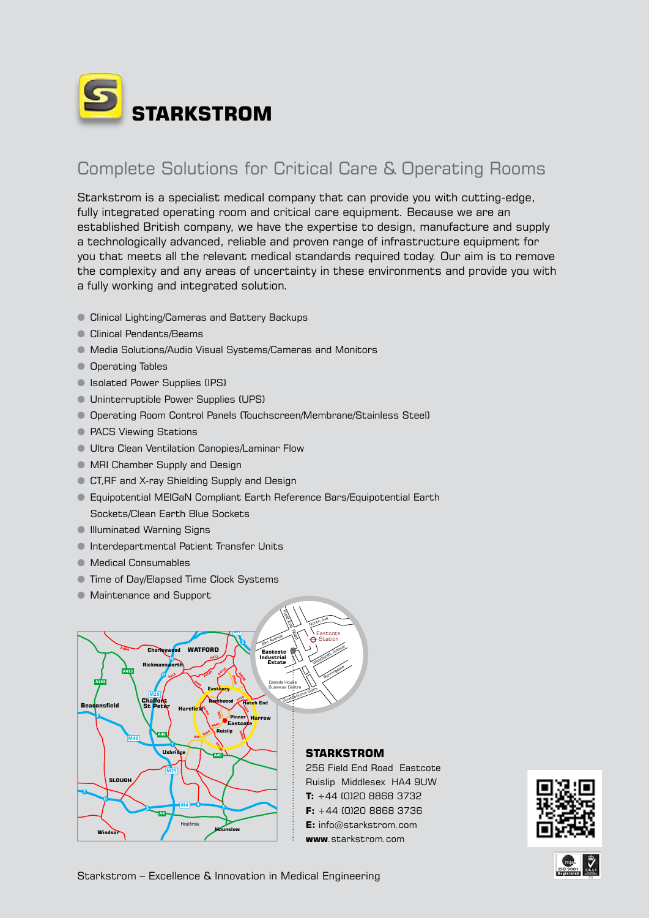# STARKSTROM

## Complete Solutions for Critical Care & Operating Rooms

Starkstrom is a specialist medical company that can provide you with cutting-edge, fully integrated operating room and critical care equipment. Because we are an established British company, we have the expertise to design, manufacture and supply a technologically advanced, reliable and proven range of infrastructure equipment for you that meets all the relevant medical standards required today. Our aim is to remove the complexity and any areas of uncertainty in these environments and provide you with a fully working and integrated solution.

- Clinical Lighting/Cameras and Battery Backups
- Clinical Pendants/Beams
- Media Solutions/Audio Visual Systems/Cameras and Monitors
- Operating Tables
- Isolated Power Supplies (IPS)
- Uninterruptible Power Supplies (UPS)
- Operating Room Control Panels (Touchscreen/Membrane/Stainless Steel)
- PACS Viewing Stations
- Ultra Clean Ventilation Canopies/Laminar Flow
- MRI Chamber Supply and Design
- CT,RF and X-ray Shielding Supply and Design
- Equipotential MEIGaN Compliant Earth Reference Bars/Equipotential Earth Sockets/Clean Earth Blue Sockets
- Illuminated Warning Signs
- Interdepartmental Patient Transfer Units
- Medical Consumables
- Time of Day/Elapsed Time Clock Systems
- Maintenance and Support

**STARKSTROM**
256 Field End Road Eastcote
Ruislip Middlesex HA4 9UW
**T:** +44 (0)20 8868 3732
**F:** +44 (0)20 8868 3736
**E:** info@starkstrom.com
**www**.starkstrom.com

Starkstrom – Excellence & Innovation in Medical Engineering